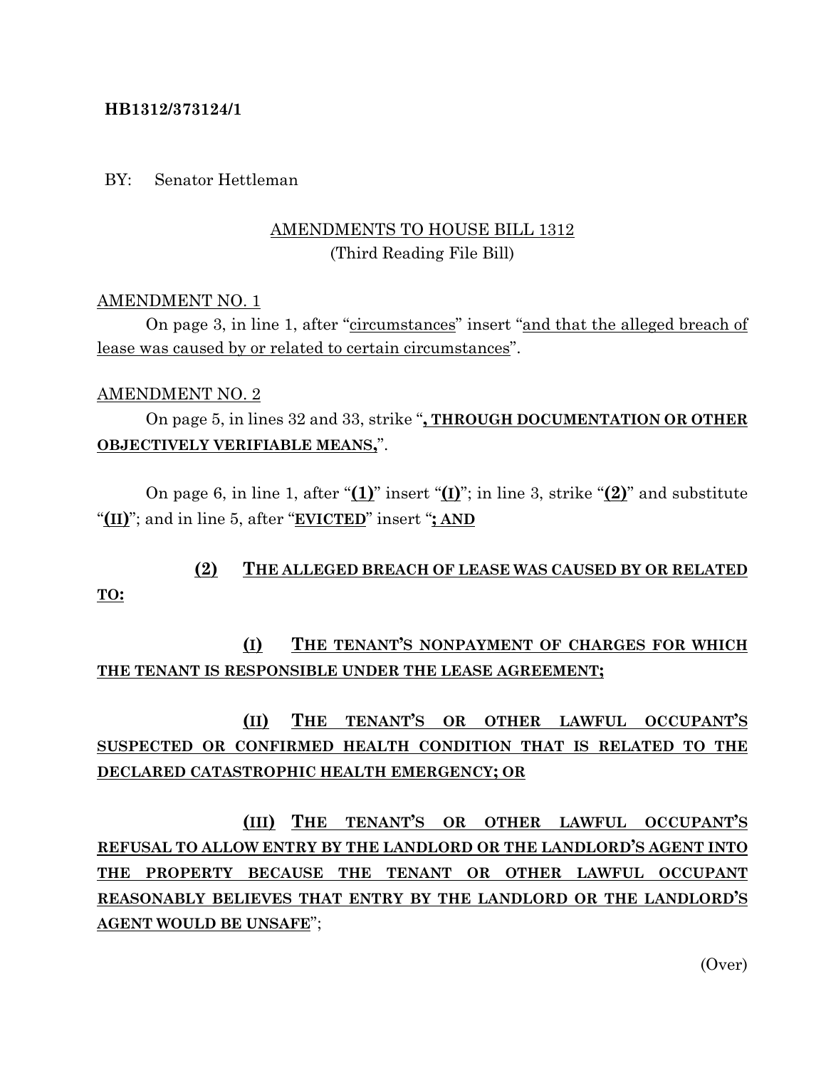**HB1312/373124/1**

BY: Senator Hettleman

AMENDMENTS TO HOUSE BILL 1312
(Third Reading File Bill)

AMENDMENT NO. 1

On page 3, in line 1, after "circumstances" insert "and that the alleged breach of lease was caused by or related to certain circumstances".

AMENDMENT NO. 2

On page 5, in lines 32 and 33, strike "**, THROUGH DOCUMENTATION OR OTHER OBJECTIVELY VERIFIABLE MEANS,**".

On page 6, in line 1, after "**(1)**" insert "**(I)**"; in line 3, strike "**(2)**" and substitute "**(II)**"; and in line 5, after "**EVICTED**" insert "**; AND**

**(2) THE ALLEGED BREACH OF LEASE WAS CAUSED BY OR RELATED TO:**

**(I) THE TENANT'S NONPAYMENT OF CHARGES FOR WHICH THE TENANT IS RESPONSIBLE UNDER THE LEASE AGREEMENT;**

**(II) THE TENANT'S OR OTHER LAWFUL OCCUPANT'S SUSPECTED OR CONFIRMED HEALTH CONDITION THAT IS RELATED TO THE DECLARED CATASTROPHIC HEALTH EMERGENCY; OR**

**(III) THE TENANT'S OR OTHER LAWFUL OCCUPANT'S REFUSAL TO ALLOW ENTRY BY THE LANDLORD OR THE LANDLORD'S AGENT INTO THE PROPERTY BECAUSE THE TENANT OR OTHER LAWFUL OCCUPANT REASONABLY BELIEVES THAT ENTRY BY THE LANDLORD OR THE LANDLORD'S AGENT WOULD BE UNSAFE**";

(Over)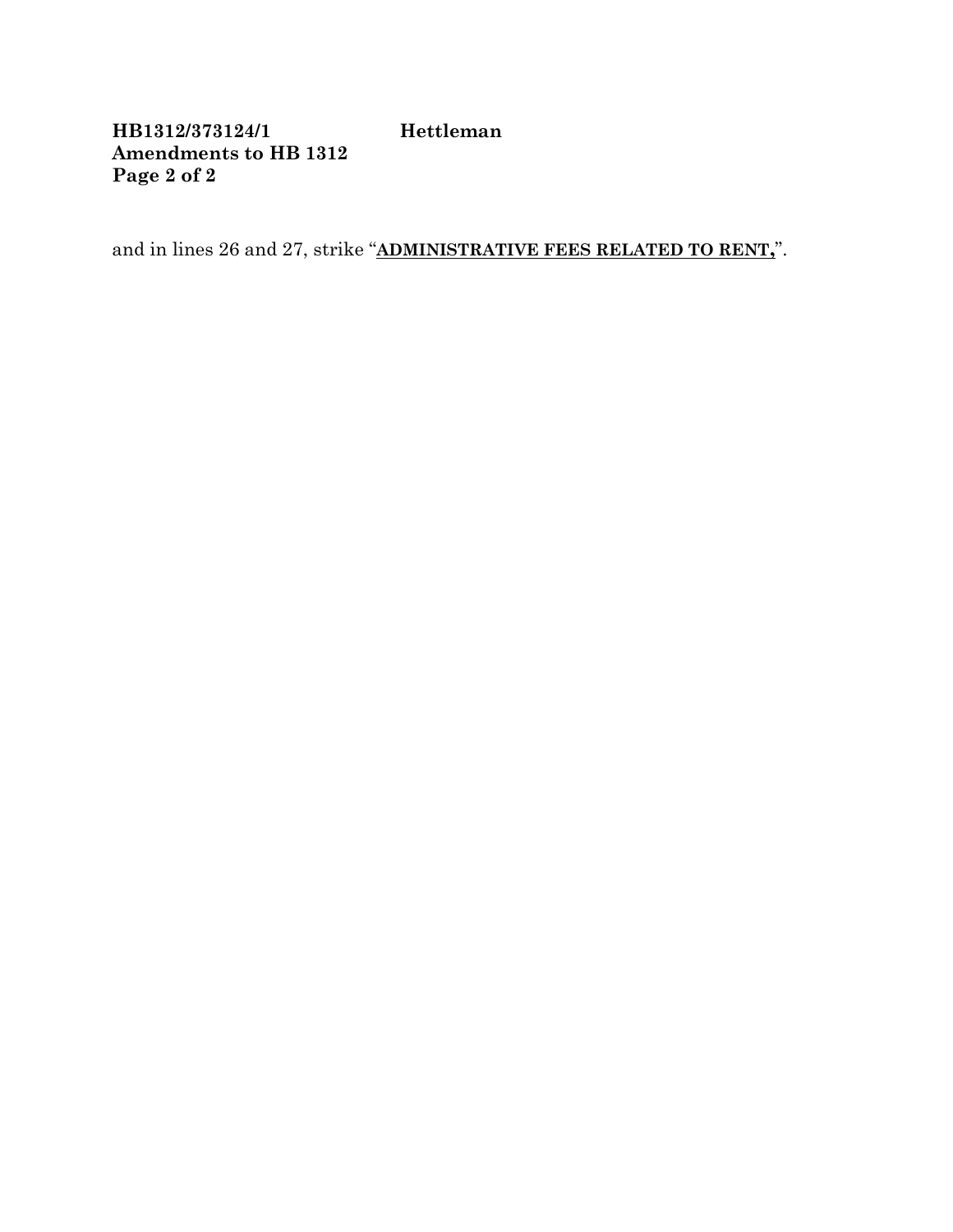and in lines 26 and 27, strike "**ADMINISTRATIVE FEES RELATED TO RENT,**".